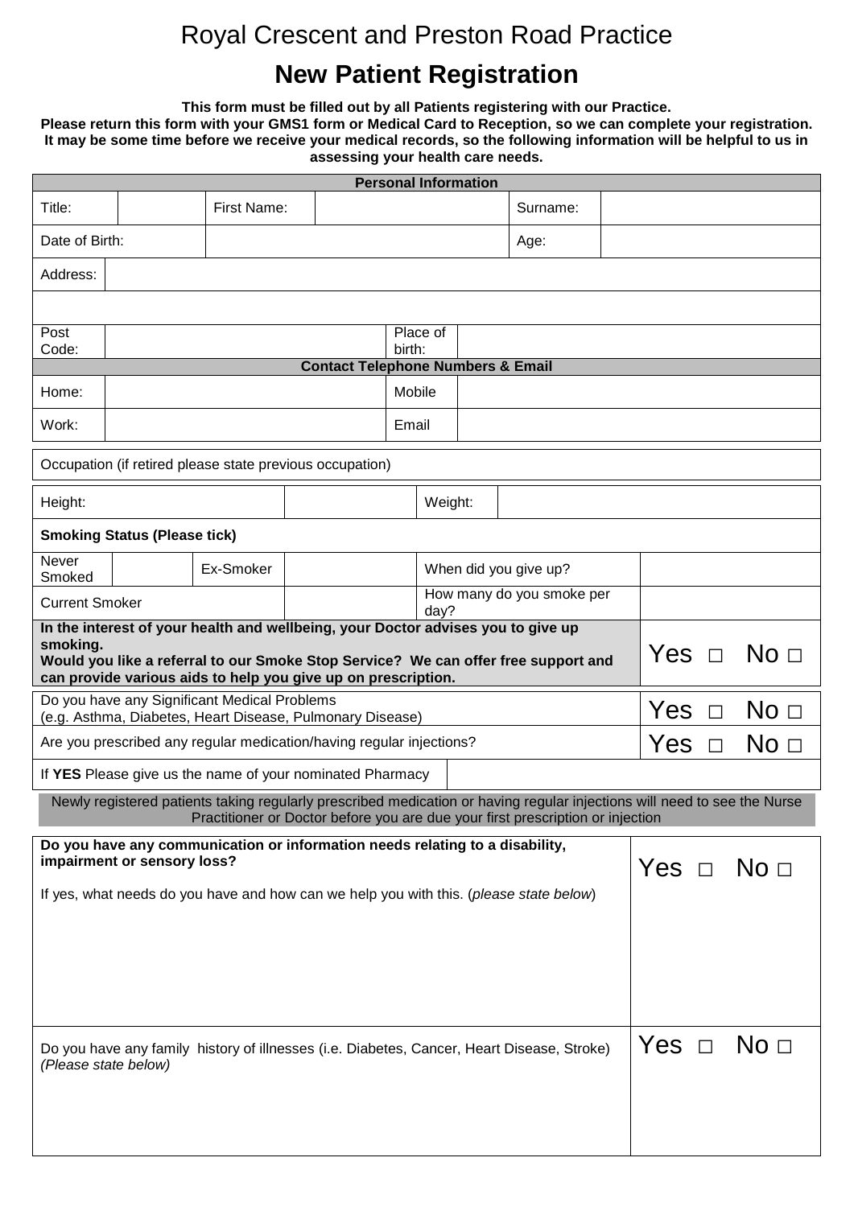# Royal Crescent and Preston Road Practice

## New Patient Registration

**This form must be filled out by all Patients registering with our Practice.**
**Please return this form with your GMS1 form or Medical Card to Reception, so we can complete your registration. It may be some time before we receive your medical records, so the following information will be helpful to us in assessing your health care needs.**

| **Personal Information** | | | | | |
|---|---|---|---|---|---|
| Title: | | First Name: | | Surname: | |
| Date of Birth: | | | | Age: | |
| Address: | | | | | |
| | | | | | |
| Post Code: | | Place of birth: | | | |

| **Contact Telephone Numbers & Email** | | | |
|---|---|---|---|
| Home: | | Mobile | |
| Work: | | Email | |

Occupation (if retired please state previous occupation)

| Height: | | Weight: | |
|---|---|---|---|

| **Smoking Status (Please tick)** | | | | | |
|---|---|---|---|---|---|
| Never Smoked | | Ex-Smoker | | When did you give up? | |
| Current Smoker | | | | How many do you smoke per day? | |

| | |
|---|---|
| **In the interest of your health and wellbeing, your Doctor advises you to give up smoking. Would you like a referral to our Smoke Stop Service? We can offer free support and can provide various aids to help you give up on prescription.** | Yes □ No □ |
| Do you have any Significant Medical Problems (e.g. Asthma, Diabetes, Heart Disease, Pulmonary Disease) | Yes □ No □ |
| Are you prescribed any regular medication/having regular injections? | Yes □ No □ |
| If **YES** Please give us the name of your nominated Pharmacy | |

Newly registered patients taking regularly prescribed medication or having regular injections will need to see the Nurse Practitioner or Doctor before you are due your first prescription or injection

| | |
|---|---|
| **Do you have any communication or information needs relating to a disability, impairment or sensory loss?**<br><br>If yes, what needs do you have and how can we help you with this. (*please state below*) | Yes □ No □ |
| Do you have any family history of illnesses (i.e. Diabetes, Cancer, Heart Disease, Stroke) *(Please state below)* | Yes □ No □ |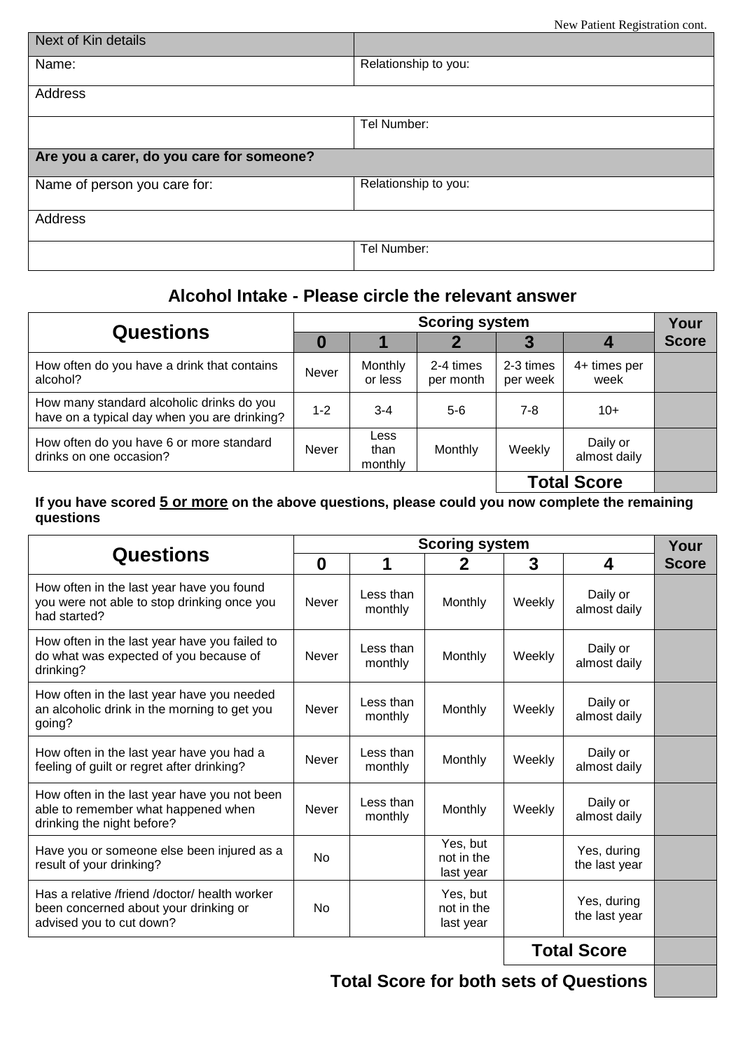| Next of Kin details | |
|---|---|
| Name: | Relationship to you: |
| Address | |
| | Tel Number: |

| Are you a carer, do you care for someone? | |
|---|---|
| Name of person you care for: | Relationship to you: |
| Address | |
| | Tel Number: |

## Alcohol Intake - Please circle the relevant answer

| Questions | Scoring system | | | | | Your Score |
|---|---|---|---|---|---|---|
| | 0 | 1 | 2 | 3 | 4 | |
| How often do you have a drink that contains alcohol? | Never | Monthly or less | 2-4 times per month | 2-3 times per week | 4+ times per week | |
| How many standard alcoholic drinks do you have on a typical day when you are drinking? | 1-2 | 3-4 | 5-6 | 7-8 | 10+ | |
| How often do you have 6 or more standard drinks on one occasion? | Never | Less than monthly | Monthly | Weekly | Daily or almost daily | |
| | | | | | **Total Score** | |

**If you have scored <u>5 or more</u> on the above questions, please could you now complete the remaining questions**

| Questions | Scoring system | | | | | Your Score |
|---|---|---|---|---|---|---|
| | 0 | 1 | 2 | 3 | 4 | |
| How often in the last year have you found you were not able to stop drinking once you had started? | Never | Less than monthly | Monthly | Weekly | Daily or almost daily | |
| How often in the last year have you failed to do what was expected of you because of drinking? | Never | Less than monthly | Monthly | Weekly | Daily or almost daily | |
| How often in the last year have you needed an alcoholic drink in the morning to get you going? | Never | Less than monthly | Monthly | Weekly | Daily or almost daily | |
| How often in the last year have you had a feeling of guilt or regret after drinking? | Never | Less than monthly | Monthly | Weekly | Daily or almost daily | |
| How often in the last year have you not been able to remember what happened when drinking the night before? | Never | Less than monthly | Monthly | Weekly | Daily or almost daily | |
| Have you or someone else been injured as a result of your drinking? | No | | Yes, but not in the last year | | Yes, during the last year | |
| Has a relative /friend /doctor/ health worker been concerned about your drinking or advised you to cut down? | No | | Yes, but not in the last year | | Yes, during the last year | |
| | | | | | **Total Score** | |
| | | | | | **Total Score for both sets of Questions** | |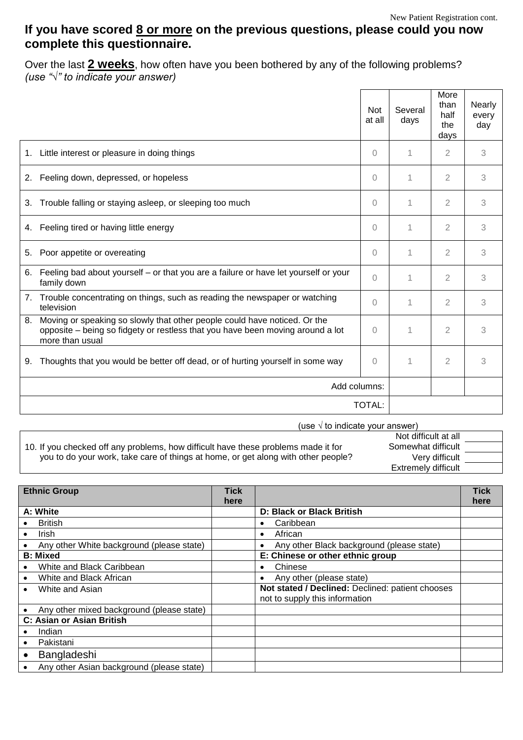**If you have scored 8 or more on the previous questions, please could you now complete this questionnaire.**

Over the last **2 weeks**, how often have you been bothered by any of the following problems? *(use "√" to indicate your answer)*

| | Not at all | Several days | More than half the days | Nearly every day |
|---|---|---|---|---|
| 1. Little interest or pleasure in doing things | 0 | 1 | 2 | 3 |
| 2. Feeling down, depressed, or hopeless | 0 | 1 | 2 | 3 |
| 3. Trouble falling or staying asleep, or sleeping too much | 0 | 1 | 2 | 3 |
| 4. Feeling tired or having little energy | 0 | 1 | 2 | 3 |
| 5. Poor appetite or overeating | 0 | 1 | 2 | 3 |
| 6. Feeling bad about yourself – or that you are a failure or have let yourself or your family down | 0 | 1 | 2 | 3 |
| 7. Trouble concentrating on things, such as reading the newspaper or watching television | 0 | 1 | 2 | 3 |
| 8. Moving or speaking so slowly that other people could have noticed. Or the opposite – being so fidgety or restless that you have been moving around a lot more than usual | 0 | 1 | 2 | 3 |
| 9. Thoughts that you would be better off dead, or of hurting yourself in some way | 0 | 1 | 2 | 3 |
| Add columns: | | | | |
| TOTAL: | | | | |

(use √ to indicate your answer)

| | | |
|---|---|---|
| 10. If you checked off any problems, how difficult have these problems made it for you to do your work, take care of things at home, or get along with other people? | Not difficult at all | |
| | Somewhat difficult | |
| | Very difficult | |
| | Extremely difficult | |

| Ethnic Group | Tick here | | Tick here |
|---|---|---|---|
| **A: White** | | **D: Black or Black British** | |
| • British | | • Caribbean | |
| • Irish | | • African | |
| • Any other White background (please state) | | • Any other Black background (please state) | |
| **B: Mixed** | | **E: Chinese or other ethnic group** | |
| • White and Black Caribbean | | • Chinese | |
| • White and Black African | | • Any other (please state) | |
| • White and Asian | | **Not stated / Declined:** Declined: patient chooses not to supply this information | |
| • Any other mixed background (please state) | | | |
| **C: Asian or Asian British** | | | |
| • Indian | | | |
| • Pakistani | | | |
| • Bangladeshi | | | |
| • Any other Asian background (please state) | | | |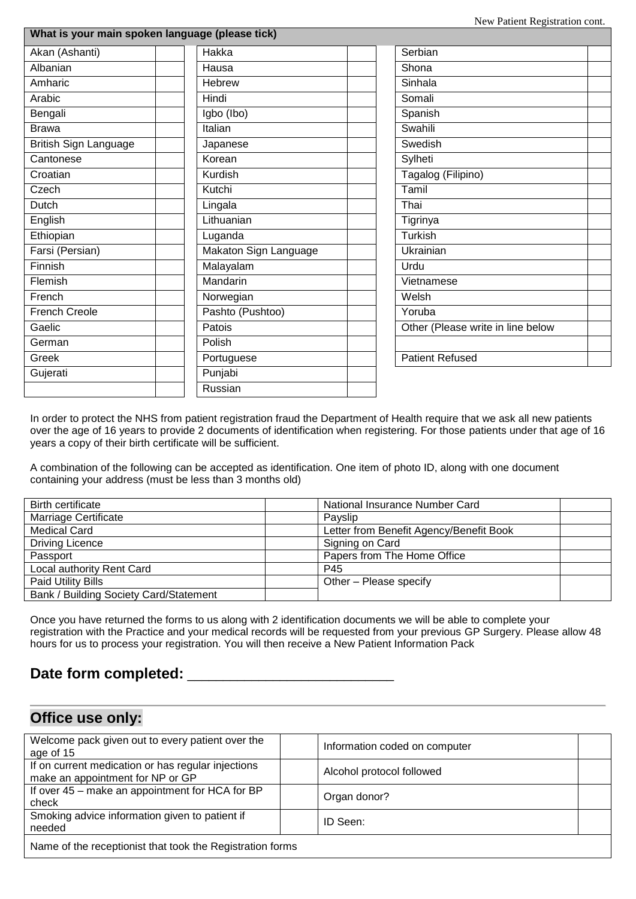| What is your main spoken language (please tick) | | | | | |
|---|---|---|---|---|---|
| Akan (Ashanti) | | Hakka | | Serbian | |
| Albanian | | Hausa | | Shona | |
| Amharic | | Hebrew | | Sinhala | |
| Arabic | | Hindi | | Somali | |
| Bengali | | Igbo (Ibo) | | Spanish | |
| Brawa | | Italian | | Swahili | |
| British Sign Language | | Japanese | | Swedish | |
| Cantonese | | Korean | | Sylheti | |
| Croatian | | Kurdish | | Tagalog (Filipino) | |
| Czech | | Kutchi | | Tamil | |
| Dutch | | Lingala | | Thai | |
| English | | Lithuanian | | Tigrinya | |
| Ethiopian | | Luganda | | Turkish | |
| Farsi (Persian) | | Makaton Sign Language | | Ukrainian | |
| Finnish | | Malayalam | | Urdu | |
| Flemish | | Mandarin | | Vietnamese | |
| French | | Norwegian | | Welsh | |
| French Creole | | Pashto (Pushtoo) | | Yoruba | |
| Gaelic | | Patois | | Other (Please write in line below | |
| German | | Polish | | | |
| Greek | | Portuguese | | Patient Refused | |
| Gujerati | | Punjabi | | | |
| | | Russian | | | |

In order to protect the NHS from patient registration fraud the Department of Health require that we ask all new patients over the age of 16 years to provide 2 documents of identification when registering. For those patients under that age of 16 years a copy of their birth certificate will be sufficient.

A combination of the following can be accepted as identification. One item of photo ID, along with one document containing your address (must be less than 3 months old)

| | | | |
|---|---|---|---|
| Birth certificate | | National Insurance Number Card | |
| Marriage Certificate | | Payslip | |
| Medical Card | | Letter from Benefit Agency/Benefit Book | |
| Driving Licence | | Signing on Card | |
| Passport | | Papers from The Home Office | |
| Local authority Rent Card | | P45 | |
| Paid Utility Bills | | Other – Please specify | |
| Bank / Building Society Card/Statement | | | |

Once you have returned the forms to us along with 2 identification documents we will be able to complete your registration with the Practice and your medical records will be requested from your previous GP Surgery. Please allow 48 hours for us to process your registration. You will then receive a New Patient Information Pack

## Date form completed: ___________________________

## Office use only:

| | | | |
|---|---|---|---|
| Welcome pack given out to every patient over the age of 15 | | Information coded on computer | |
| If on current medication or has regular injections make an appointment for NP or GP | | Alcohol protocol followed | |
| If over 45 – make an appointment for HCA for BP check | | Organ donor? | |
| Smoking advice information given to patient if needed | | ID Seen: | |
| Name of the receptionist that took the Registration forms | | | |